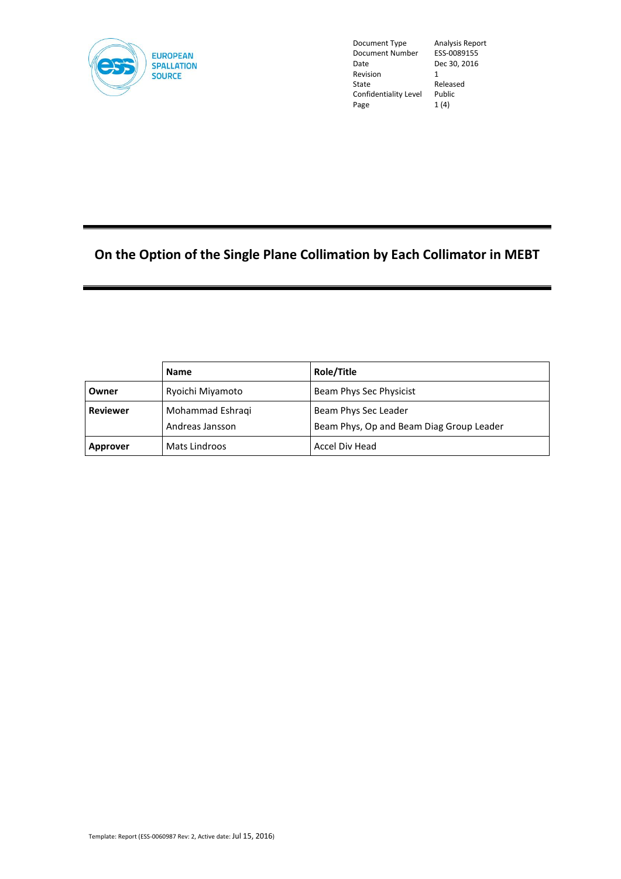| Document Type | Analysis Report |
|---|---|
| Document Number | ESS-0089155 |
| Date | Dec 30, 2016 |
| Revision | 1 |
| State | Released |
| Confidentiality Level | Public |

# On the Option of the Single Plane Collimation by Each Collimator in MEBT

| | Name | Role/Title |
|---|---|---|
| **Owner** | Ryoichi Miyamoto | Beam Phys Sec Physicist |
| **Reviewer** | Mohammad Eshraqi<br>Andreas Jansson | Beam Phys Sec Leader<br>Beam Phys, Op and Beam Diag Group Leader |
| **Approver** | Mats Lindroos | Accel Div Head |

Template: Report (ESS-0060987 Rev: 2, Active date: Jul 15, 2016)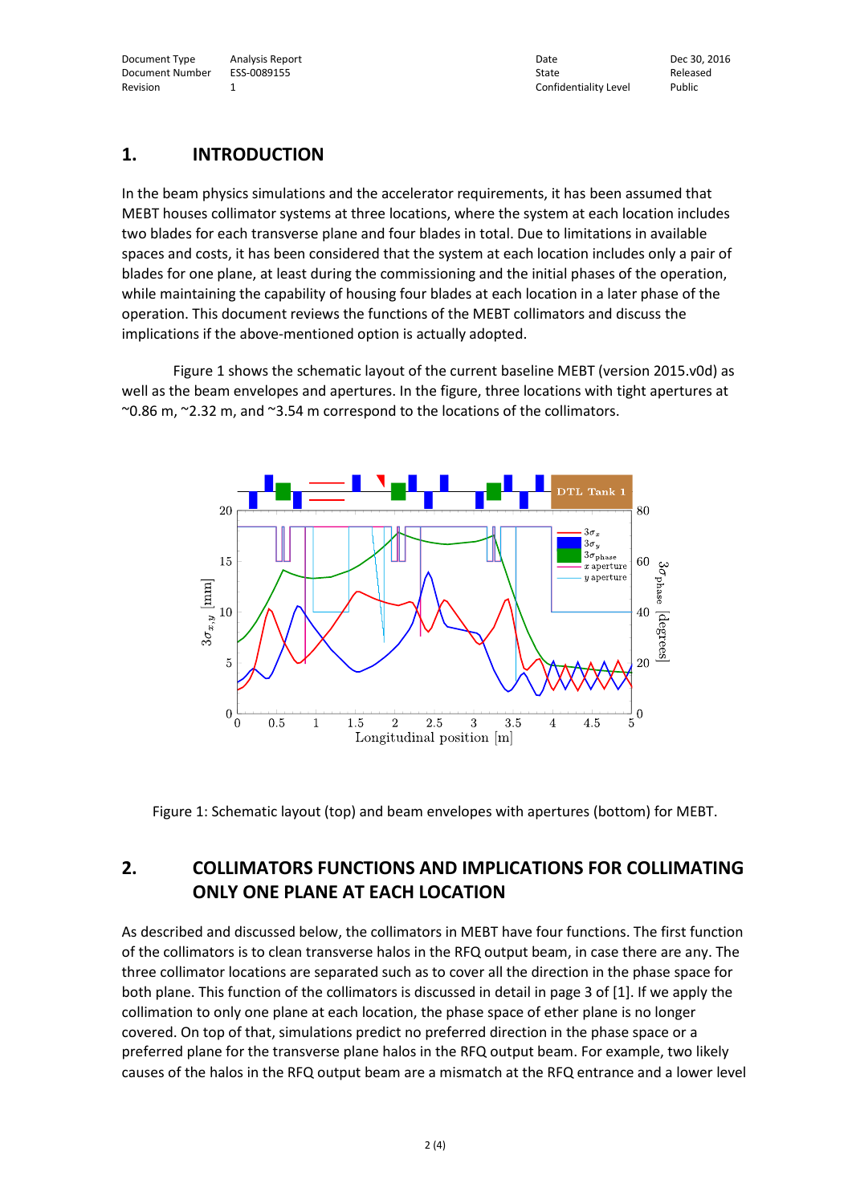# 1. INTRODUCTION

In the beam physics simulations and the accelerator requirements, it has been assumed that MEBT houses collimator systems at three locations, where the system at each location includes two blades for each transverse plane and four blades in total. Due to limitations in available spaces and costs, it has been considered that the system at each location includes only a pair of blades for one plane, at least during the commissioning and the initial phases of the operation, while maintaining the capability of housing four blades at each location in a later phase of the operation. This document reviews the functions of the MEBT collimators and discuss the implications if the above-mentioned option is actually adopted.

Figure 1 shows the schematic layout of the current baseline MEBT (version 2015.v0d) as well as the beam envelopes and apertures. In the figure, three locations with tight apertures at ~0.86 m, ~2.32 m, and ~3.54 m correspond to the locations of the collimators.

Figure 1: Schematic layout (top) and beam envelopes with apertures (bottom) for MEBT.

# 2. COLLIMATORS FUNCTIONS AND IMPLICATIONS FOR COLLIMATING ONLY ONE PLANE AT EACH LOCATION

As described and discussed below, the collimators in MEBT have four functions. The first function of the collimators is to clean transverse halos in the RFQ output beam, in case there are any. The three collimator locations are separated such as to cover all the direction in the phase space for both plane. This function of the collimators is discussed in detail in page 3 of [1]. If we apply the collimation to only one plane at each location, the phase space of ether plane is no longer covered. On top of that, simulations predict no preferred direction in the phase space or a preferred plane for the transverse plane halos in the RFQ output beam. For example, two likely causes of the halos in the RFQ output beam are a mismatch at the RFQ entrance and a lower level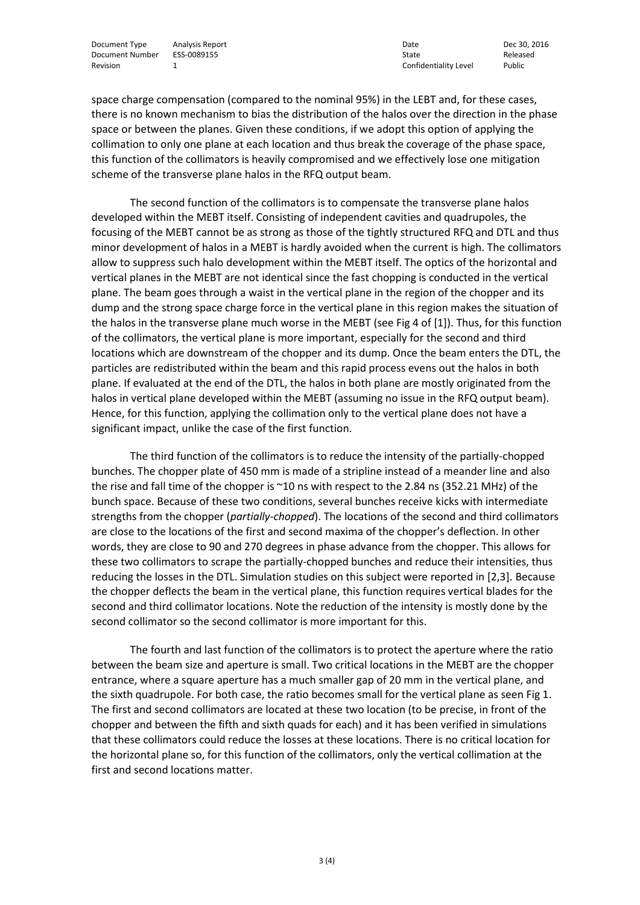space charge compensation (compared to the nominal 95%) in the LEBT and, for these cases, there is no known mechanism to bias the distribution of the halos over the direction in the phase space or between the planes. Given these conditions, if we adopt this option of applying the collimation to only one plane at each location and thus break the coverage of the phase space, this function of the collimators is heavily compromised and we effectively lose one mitigation scheme of the transverse plane halos in the RFQ output beam.

The second function of the collimators is to compensate the transverse plane halos developed within the MEBT itself. Consisting of independent cavities and quadrupoles, the focusing of the MEBT cannot be as strong as those of the tightly structured RFQ and DTL and thus minor development of halos in a MEBT is hardly avoided when the current is high. The collimators allow to suppress such halo development within the MEBT itself. The optics of the horizontal and vertical planes in the MEBT are not identical since the fast chopping is conducted in the vertical plane. The beam goes through a waist in the vertical plane in the region of the chopper and its dump and the strong space charge force in the vertical plane in this region makes the situation of the halos in the transverse plane much worse in the MEBT (see Fig 4 of [1]). Thus, for this function of the collimators, the vertical plane is more important, especially for the second and third locations which are downstream of the chopper and its dump. Once the beam enters the DTL, the particles are redistributed within the beam and this rapid process evens out the halos in both plane. If evaluated at the end of the DTL, the halos in both plane are mostly originated from the halos in vertical plane developed within the MEBT (assuming no issue in the RFQ output beam). Hence, for this function, applying the collimation only to the vertical plane does not have a significant impact, unlike the case of the first function.

The third function of the collimators is to reduce the intensity of the partially-chopped bunches. The chopper plate of 450 mm is made of a stripline instead of a meander line and also the rise and fall time of the chopper is ~10 ns with respect to the 2.84 ns (352.21 MHz) of the bunch space. Because of these two conditions, several bunches receive kicks with intermediate strengths from the chopper (*partially-chopped*). The locations of the second and third collimators are close to the locations of the first and second maxima of the chopper's deflection. In other words, they are close to 90 and 270 degrees in phase advance from the chopper. This allows for these two collimators to scrape the partially-chopped bunches and reduce their intensities, thus reducing the losses in the DTL. Simulation studies on this subject were reported in [2,3]. Because the chopper deflects the beam in the vertical plane, this function requires vertical blades for the second and third collimator locations. Note the reduction of the intensity is mostly done by the second collimator so the second collimator is more important for this.

The fourth and last function of the collimators is to protect the aperture where the ratio between the beam size and aperture is small. Two critical locations in the MEBT are the chopper entrance, where a square aperture has a much smaller gap of 20 mm in the vertical plane, and the sixth quadrupole. For both case, the ratio becomes small for the vertical plane as seen Fig 1. The first and second collimators are located at these two location (to be precise, in front of the chopper and between the fifth and sixth quads for each) and it has been verified in simulations that these collimators could reduce the losses at these locations. There is no critical location for the horizontal plane so, for this function of the collimators, only the vertical collimation at the first and second locations matter.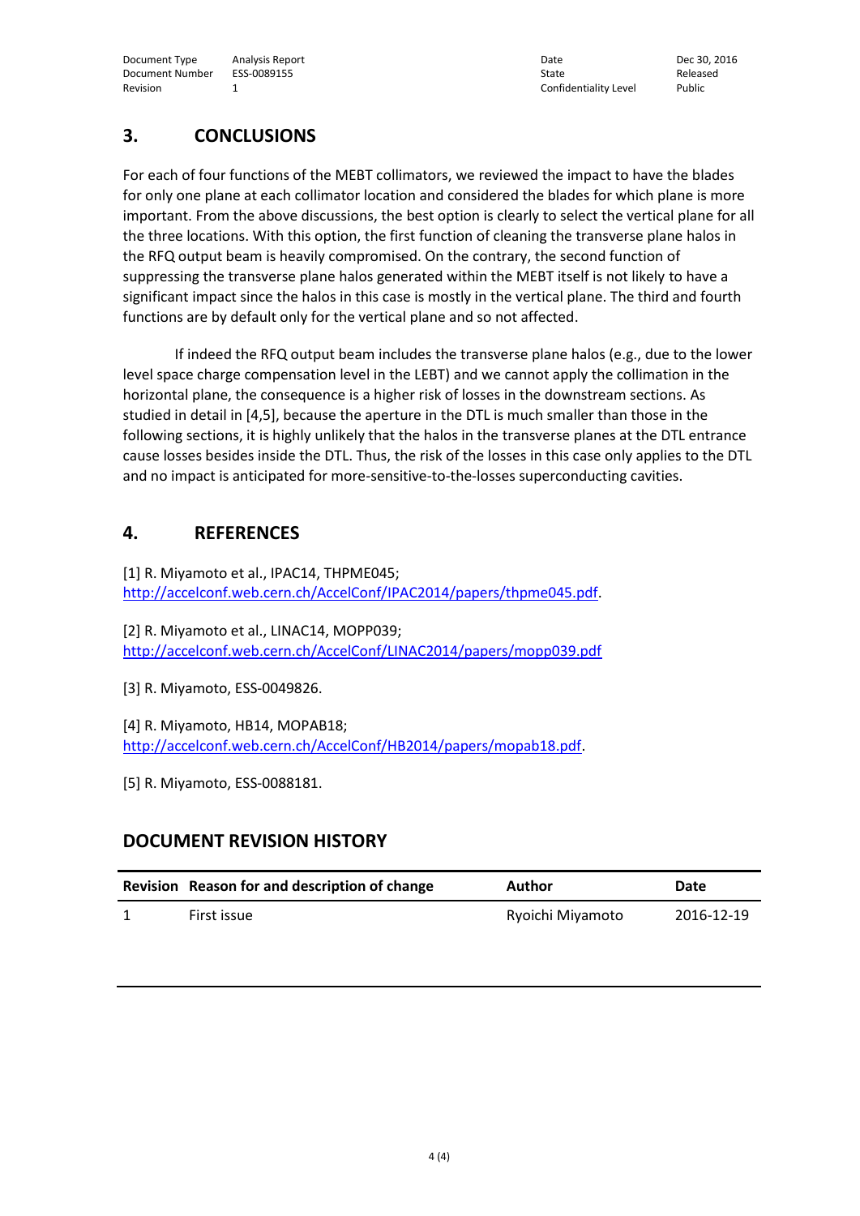## 3. CONCLUSIONS

For each of four functions of the MEBT collimators, we reviewed the impact to have the blades for only one plane at each collimator location and considered the blades for which plane is more important. From the above discussions, the best option is clearly to select the vertical plane for all the three locations. With this option, the first function of cleaning the transverse plane halos in the RFQ output beam is heavily compromised. On the contrary, the second function of suppressing the transverse plane halos generated within the MEBT itself is not likely to have a significant impact since the halos in this case is mostly in the vertical plane. The third and fourth functions are by default only for the vertical plane and so not affected.

If indeed the RFQ output beam includes the transverse plane halos (e.g., due to the lower level space charge compensation level in the LEBT) and we cannot apply the collimation in the horizontal plane, the consequence is a higher risk of losses in the downstream sections. As studied in detail in [4,5], because the aperture in the DTL is much smaller than those in the following sections, it is highly unlikely that the halos in the transverse planes at the DTL entrance cause losses besides inside the DTL. Thus, the risk of the losses in this case only applies to the DTL and no impact is anticipated for more-sensitive-to-the-losses superconducting cavities.

## 4. REFERENCES

[1] R. Miyamoto et al., IPAC14, THPME045; http://accelconf.web.cern.ch/AccelConf/IPAC2014/papers/thpme045.pdf.

[2] R. Miyamoto et al., LINAC14, MOPP039; http://accelconf.web.cern.ch/AccelConf/LINAC2014/papers/mopp039.pdf

[3] R. Miyamoto, ESS-0049826.

[4] R. Miyamoto, HB14, MOPAB18; http://accelconf.web.cern.ch/AccelConf/HB2014/papers/mopab18.pdf.

[5] R. Miyamoto, ESS-0088181.

## DOCUMENT REVISION HISTORY

| Revision | Reason for and description of change | Author | Date |
|---|---|---|---|
| 1 | First issue | Ryoichi Miyamoto | 2016-12-19 |